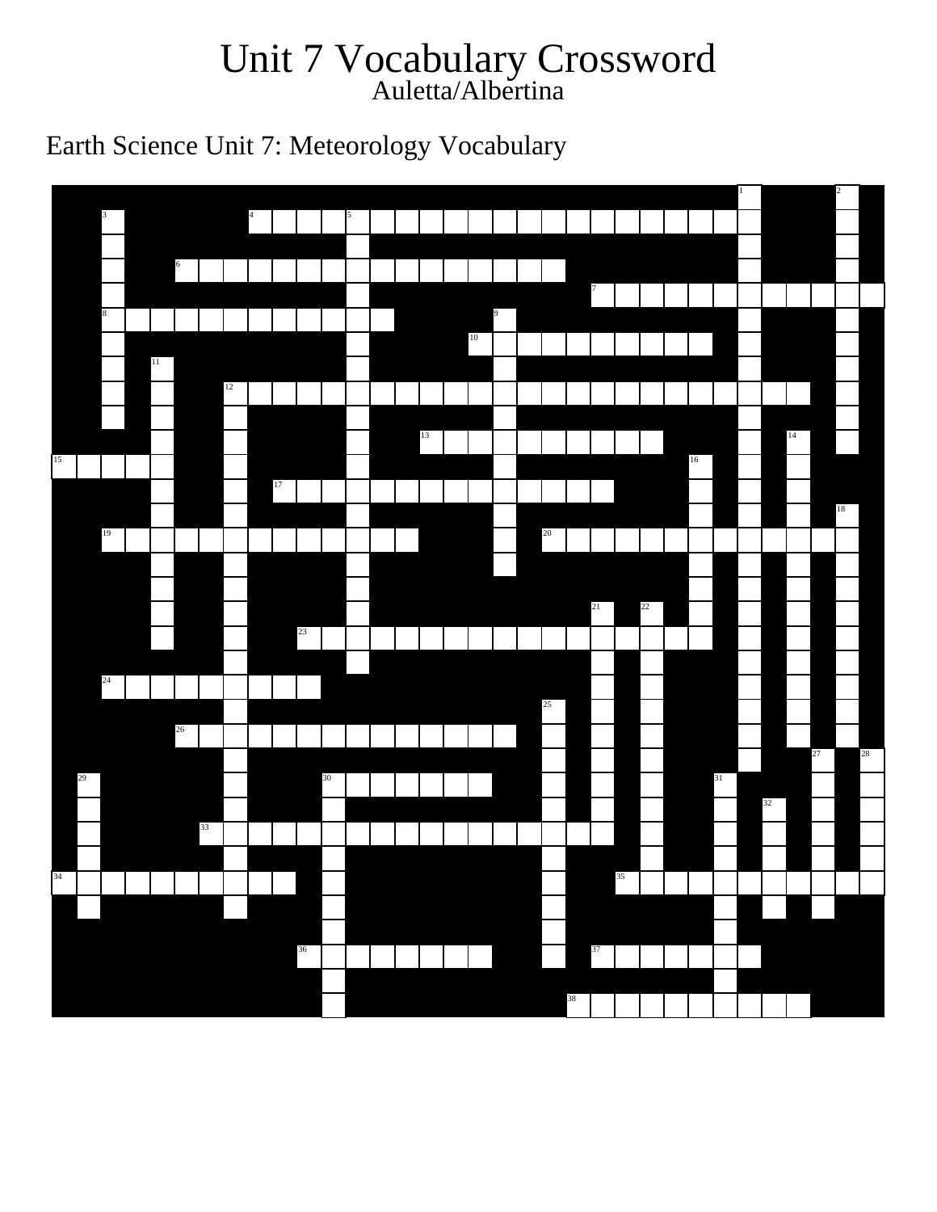# Unit 7 Vocabulary Crossword

Auletta/Albertina

## Earth Science Unit 7: Meteorology Vocabulary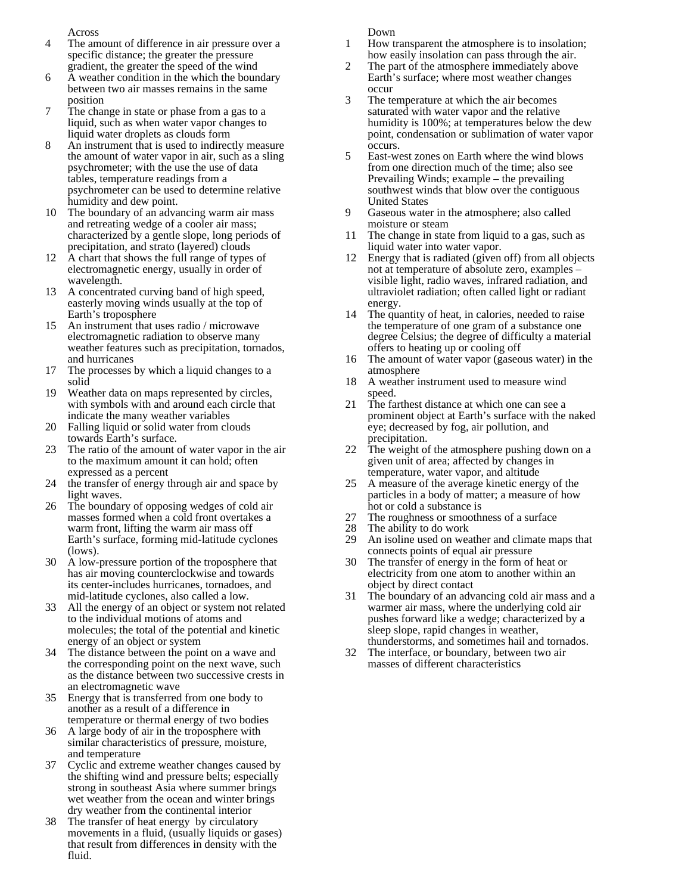## Across

4. The amount of difference in air pressure over a specific distance; the greater the pressure gradient, the greater the speed of the wind
6. A weather condition in the which the boundary between two air masses remains in the same position
7. The change in state or phase from a gas to a liquid, such as when water vapor changes to liquid water droplets as clouds form
8. An instrument that is used to indirectly measure the amount of water vapor in air, such as a sling psychrometer; with the use the use of data tables, temperature readings from a psychrometer can be used to determine relative humidity and dew point.
10. The boundary of an advancing warm air mass and retreating wedge of a cooler air mass; characterized by a gentle slope, long periods of precipitation, and strato (layered) clouds
12. A chart that shows the full range of types of electromagnetic energy, usually in order of wavelength.
13. A concentrated curving band of high speed, easterly moving winds usually at the top of Earth's troposphere
15. An instrument that uses radio / microwave electromagnetic radiation to observe many weather features such as precipitation, tornados, and hurricanes
17. The processes by which a liquid changes to a solid
19. Weather data on maps represented by circles, with symbols with and around each circle that indicate the many weather variables
20. Falling liquid or solid water from clouds towards Earth's surface.
23. The ratio of the amount of water vapor in the air to the maximum amount it can hold; often expressed as a percent
24. the transfer of energy through air and space by light waves.
26. The boundary of opposing wedges of cold air masses formed when a cold front overtakes a warm front, lifting the warm air mass off Earth's surface, forming mid-latitude cyclones (lows).
30. A low-pressure portion of the troposphere that has air moving counterclockwise and towards its center-includes hurricanes, tornadoes, and mid-latitude cyclones, also called a low.
33. All the energy of an object or system not related to the individual motions of atoms and molecules; the total of the potential and kinetic energy of an object or system
34. The distance between the point on a wave and the corresponding point on the next wave, such as the distance between two successive crests in an electromagnetic wave
35. Energy that is transferred from one body to another as a result of a difference in temperature or thermal energy of two bodies
36. A large body of air in the troposphere with similar characteristics of pressure, moisture, and temperature
37. Cyclic and extreme weather changes caused by the shifting wind and pressure belts; especially strong in southeast Asia where summer brings wet weather from the ocean and winter brings dry weather from the continental interior
38. The transfer of heat energy by circulatory movements in a fluid, (usually liquids or gases) that result from differences in density with the fluid.

## Down

1. How transparent the atmosphere is to insolation; how easily insolation can pass through the air.
2. The part of the atmosphere immediately above Earth's surface; where most weather changes occur
3. The temperature at which the air becomes saturated with water vapor and the relative humidity is 100%; at temperatures below the dew point, condensation or sublimation of water vapor occurs.
5. East-west zones on Earth where the wind blows from one direction much of the time; also see Prevailing Winds; example – the prevailing southwest winds that blow over the contiguous United States
9. Gaseous water in the atmosphere; also called moisture or steam
11. The change in state from liquid to a gas, such as liquid water into water vapor.
12. Energy that is radiated (given off) from all objects not at temperature of absolute zero, examples – visible light, radio waves, infrared radiation, and ultraviolet radiation; often called light or radiant energy.
14. The quantity of heat, in calories, needed to raise the temperature of one gram of a substance one degree Celsius; the degree of difficulty a material offers to heating up or cooling off
16. The amount of water vapor (gaseous water) in the atmosphere
18. A weather instrument used to measure wind speed.
21. The farthest distance at which one can see a prominent object at Earth's surface with the naked eye; decreased by fog, air pollution, and precipitation.
22. The weight of the atmosphere pushing down on a given unit of area; affected by changes in temperature, water vapor, and altitude
25. A measure of the average kinetic energy of the particles in a body of matter; a measure of how hot or cold a substance is
27. The roughness or smoothness of a surface
28. The ability to do work
29. An isoline used on weather and climate maps that connects points of equal air pressure
30. The transfer of energy in the form of heat or electricity from one atom to another within an object by direct contact
31. The boundary of an advancing cold air mass and a warmer air mass, where the underlying cold air pushes forward like a wedge; characterized by a sleep slope, rapid changes in weather, thunderstorms, and sometimes hail and tornados.
32. The interface, or boundary, between two air masses of different characteristics